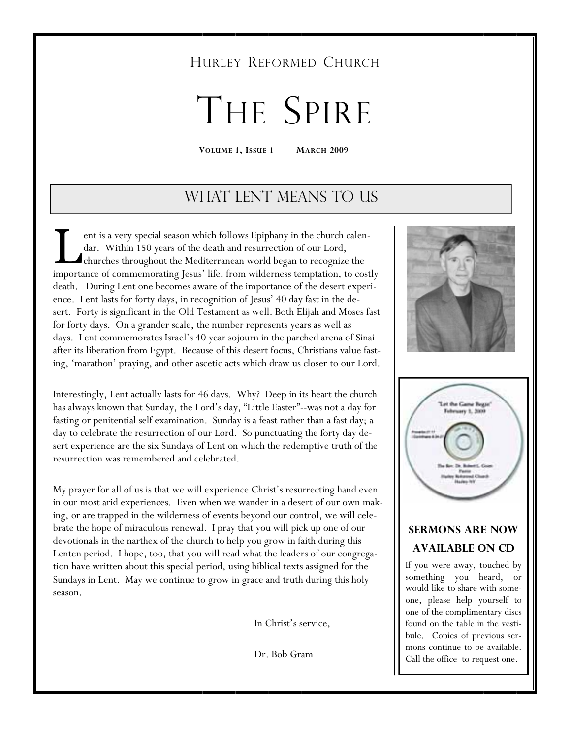HURLEY REFORMED CHURCH

# THE SPIRE

**VOLUME 1, ISSUE 1 MARCH 2009**

## WHAT LENT MEANS TO US

Lent is a very special season which follows Epiphany in the church calendar. Within 150 years of the death and resurrection of our Lord, churches throughout the Mediterranean world began to recognize the importance of commemorating Jesus' life, from wilderness temptation, to costly death. During Lent one becomes aware of the importance of the desert experience. Lent lasts for forty days, in recognition of Jesus' 40 day fast in the desert. Forty is significant in the Old Testament as well. Both Elijah and Moses fast for forty days. On a grander scale, the number represents years as well as days. Lent commemorates Israel's 40 year sojourn in the parched arena of Sinai after its liberation from Egypt. Because of this desert focus, Christians value fasting, 'marathon' praying, and other ascetic acts which draw us closer to our Lord.

Interestingly, Lent actually lasts for 46 days. Why? Deep in its heart the church has always known that Sunday, the Lord's day, "Little Easter"--was not a day for fasting or penitential self examination. Sunday is a feast rather than a fast day; a day to celebrate the resurrection of our Lord. So punctuating the forty day desert experience are the six Sundays of Lent on which the redemptive truth of the resurrection was remembered and celebrated.

My prayer for all of us is that we will experience Christ's resurrecting hand even in our most arid experiences. Even when we wander in a desert of our own making, or are trapped in the wilderness of events beyond our control, we will celebrate the hope of miraculous renewal. I pray that you will pick up one of our devotionals in the narthex of the church to help you grow in faith during this Lenten period. I hope, too, that you will read what the leaders of our congregation have written about this special period, using biblical texts assigned for the Sundays in Lent. May we continue to grow in grace and truth during this holy season.

In Christ's service,

Dr. Bob Gram

### SERMONS ARE NOW AVAILABLE ON CD

If you were away, touched by something you heard, or would like to share with someone, please help yourself to one of the complimentary discs found on the table in the vestibule. Copies of previous sermons continue to be available. Call the office to request one.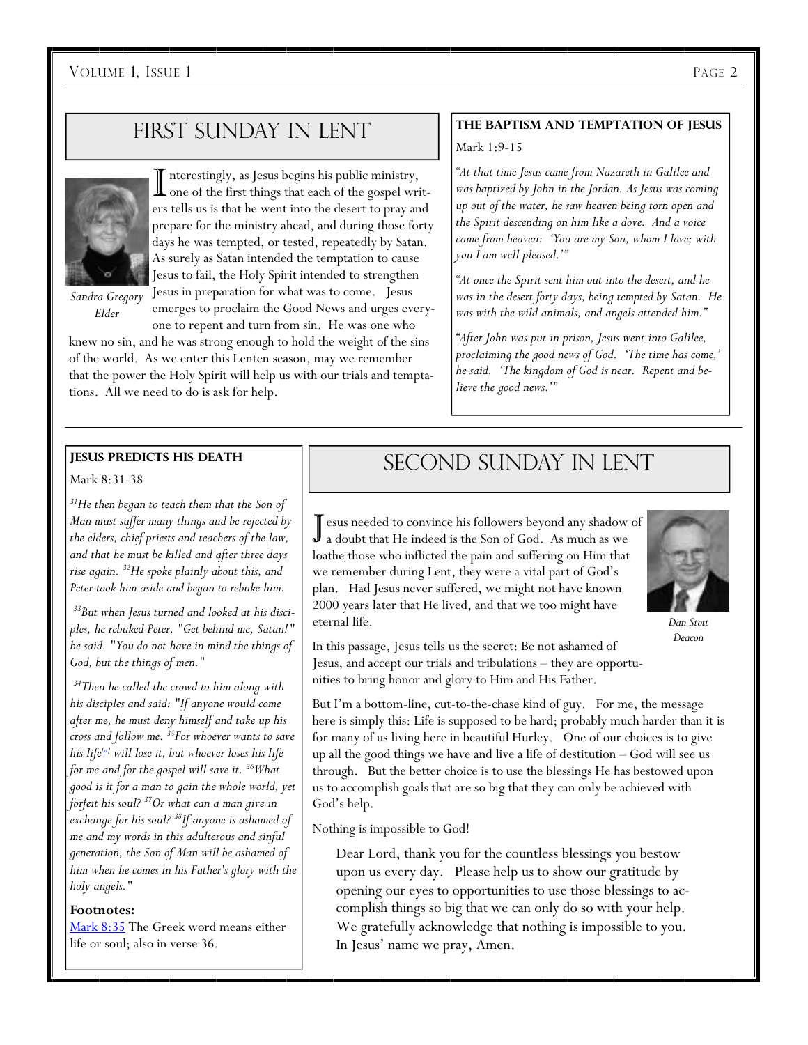## First Sunday in Lent

*Sandra Gregory*
*Elder*

Interestingly, as Jesus begins his public ministry, one of the first things that each of the gospel writers tells us is that he went into the desert to pray and prepare for the ministry ahead, and during those forty days he was tempted, or tested, repeatedly by Satan. As surely as Satan intended the temptation to cause Jesus to fail, the Holy Spirit intended to strengthen Jesus in preparation for what was to come. Jesus emerges to proclaim the Good News and urges everyone to repent and turn from sin. He was one who knew no sin, and he was strong enough to hold the weight of the sins of the world. As we enter this Lenten season, may we remember that the power the Holy Spirit will help us with our trials and temptations. All we need to do is ask for help.

### The Baptism and Temptation of Jesus

Mark 1:9-15

*"At that time Jesus came from Nazareth in Galilee and was baptized by John in the Jordan. As Jesus was coming up out of the water, he saw heaven being torn open and the Spirit descending on him like a dove. And a voice came from heaven: 'You are my Son, whom I love; with you I am well pleased.'"*

*"At once the Spirit sent him out into the desert, and he was in the desert forty days, being tempted by Satan. He was with the wild animals, and angels attended him."*

*"After John was put in prison, Jesus went into Galilee, proclaiming the good news of God. 'The time has come,' he said. 'The kingdom of God is near. Repent and believe the good news.'"*

### Jesus Predicts His Death

Mark 8:31-38

*[31]He then began to teach them that the Son of Man must suffer many things and be rejected by the elders, chief priests and teachers of the law, and that he must be killed and after three days rise again. [32]He spoke plainly about this, and Peter took him aside and began to rebuke him.*

*[33]But when Jesus turned and looked at his disciples, he rebuked Peter. "Get behind me, Satan!" he said. "You do not have in mind the things of God, but the things of men."*

*[34]Then he called the crowd to him along with his disciples and said: "If anyone would come after me, he must deny himself and take up his cross and follow me. [35]For whoever wants to save his life[a] will lose it, but whoever loses his life for me and for the gospel will save it. [36]What good is it for a man to gain the whole world, yet forfeit his soul? [37]Or what can a man give in exchange for his soul? [38]If anyone is ashamed of me and my words in this adulterous and sinful generation, the Son of Man will be ashamed of him when he comes in his Father's glory with the holy angels."*

**Footnotes:**

Mark 8:35 The Greek word means either life or soul; also in verse 36.

## Second Sunday in Lent

*Dan Stott*
*Deacon*

Jesus needed to convince his followers beyond any shadow of a doubt that He indeed is the Son of God. As much as we loathe those who inflicted the pain and suffering on Him that we remember during Lent, they were a vital part of God's plan. Had Jesus never suffered, we might not have known 2000 years later that He lived, and that we too might have eternal life.

In this passage, Jesus tells us the secret: Be not ashamed of Jesus, and accept our trials and tribulations – they are opportunities to bring honor and glory to Him and His Father.

But I'm a bottom-line, cut-to-the-chase kind of guy. For me, the message here is simply this: Life is supposed to be hard; probably much harder than it is for many of us living here in beautiful Hurley. One of our choices is to give up all the good things we have and live a life of destitution – God will see us through. But the better choice is to use the blessings He has bestowed upon us to accomplish goals that are so big that they can only be achieved with God's help.

Nothing is impossible to God!

> Dear Lord, thank you for the countless blessings you bestow upon us every day. Please help us to show our gratitude by opening our eyes to opportunities to use those blessings to accomplish things so big that we can only do so with your help. We gratefully acknowledge that nothing is impossible to you. In Jesus' name we pray, Amen.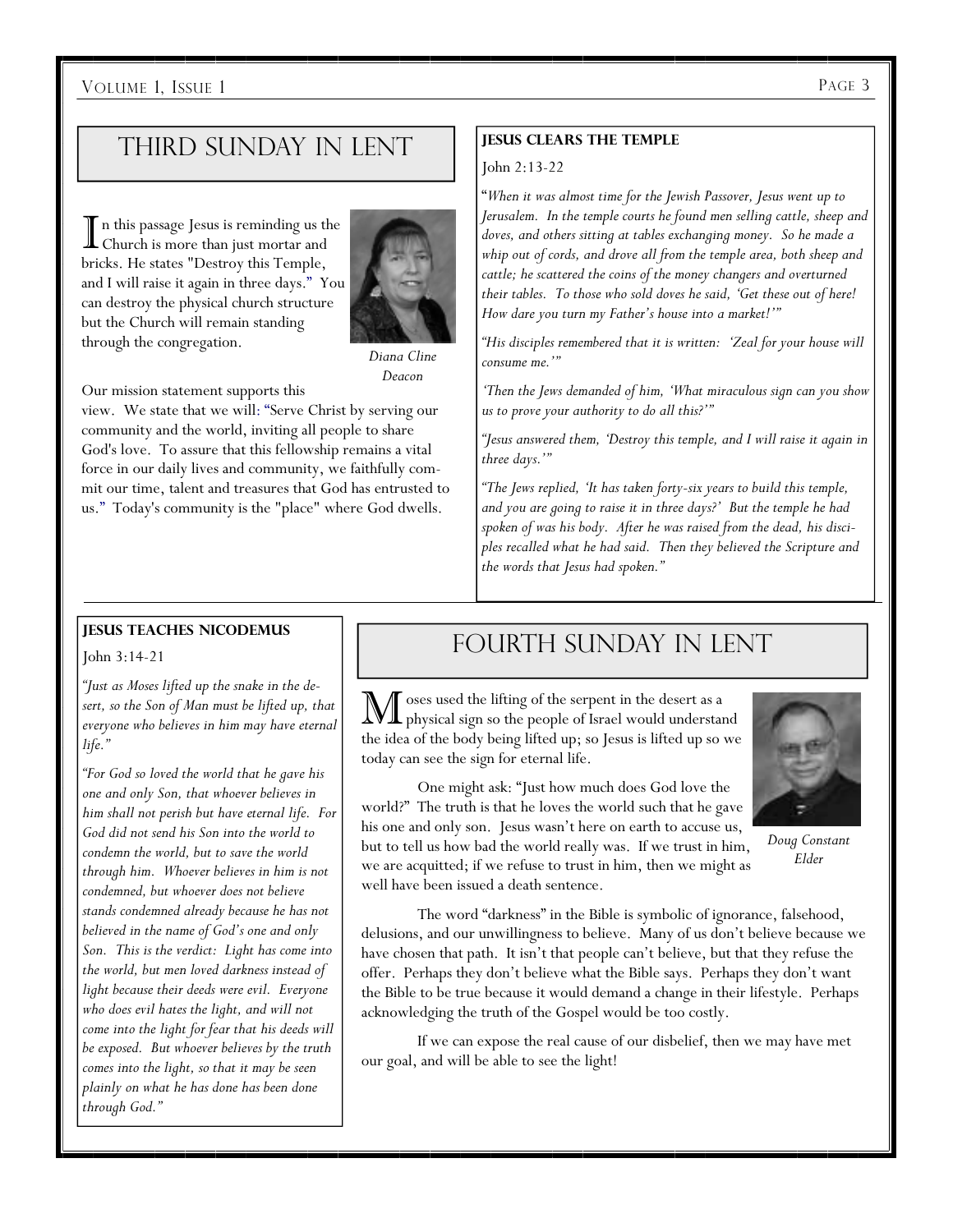## Third Sunday in Lent

In this passage Jesus is reminding us the Church is more than just mortar and bricks. He states "Destroy this Temple, and I will raise it again in three days." You can destroy the physical church structure but the Church will remain standing through the congregation.

*Diana Cline*
*Deacon*

Our mission statement supports this view. We state that we will: "Serve Christ by serving our community and the world, inviting all people to share God's love. To assure that this fellowship remains a vital force in our daily lives and community, we faithfully commit our time, talent and treasures that God has entrusted to us." Today's community is the "place" where God dwells.

### Jesus Clears the Temple

John 2:13-22

"*When it was almost time for the Jewish Passover, Jesus went up to Jerusalem. In the temple courts he found men selling cattle, sheep and doves, and others sitting at tables exchanging money. So he made a whip out of cords, and drove all from the temple area, both sheep and cattle; he scattered the coins of the money changers and overturned their tables. To those who sold doves he said, 'Get these out of here! How dare you turn my Father's house into a market!'"*

*"His disciples remembered that it is written: 'Zeal for your house will consume me.'"*

*'Then the Jews demanded of him, 'What miraculous sign can you show us to prove your authority to do all this?'"*

*"Jesus answered them, 'Destroy this temple, and I will raise it again in three days.'"*

*"The Jews replied, 'It has taken forty-six years to build this temple, and you are going to raise it in three days?' But the temple he had spoken of was his body. After he was raised from the dead, his disciples recalled what he had said. Then they believed the Scripture and the words that Jesus had spoken."*

### Jesus Teaches Nicodemus

John 3:14-21

*"Just as Moses lifted up the snake in the desert, so the Son of Man must be lifted up, that everyone who believes in him may have eternal life."*

*"For God so loved the world that he gave his one and only Son, that whoever believes in him shall not perish but have eternal life. For God did not send his Son into the world to condemn the world, but to save the world through him. Whoever believes in him is not condemned, but whoever does not believe stands condemned already because he has not believed in the name of God's one and only Son. This is the verdict: Light has come into the world, but men loved darkness instead of light because their deeds were evil. Everyone who does evil hates the light, and will not come into the light for fear that his deeds will be exposed. But whoever believes by the truth comes into the light, so that it may be seen plainly on what he has done has been done through God."*

## Fourth Sunday in Lent

Moses used the lifting of the serpent in the desert as a physical sign so the people of Israel would understand the idea of the body being lifted up; so Jesus is lifted up so we today can see the sign for eternal life.

*Doug Constant*
*Elder*

One might ask: "Just how much does God love the world?" The truth is that he loves the world such that he gave his one and only son. Jesus wasn't here on earth to accuse us, but to tell us how bad the world really was. If we trust in him, we are acquitted; if we refuse to trust in him, then we might as well have been issued a death sentence.

The word "darkness" in the Bible is symbolic of ignorance, falsehood, delusions, and our unwillingness to believe. Many of us don't believe because we have chosen that path. It isn't that people can't believe, but that they refuse the offer. Perhaps they don't believe what the Bible says. Perhaps they don't want the Bible to be true because it would demand a change in their lifestyle. Perhaps acknowledging the truth of the Gospel would be too costly.

If we can expose the real cause of our disbelief, then we may have met our goal, and will be able to see the light!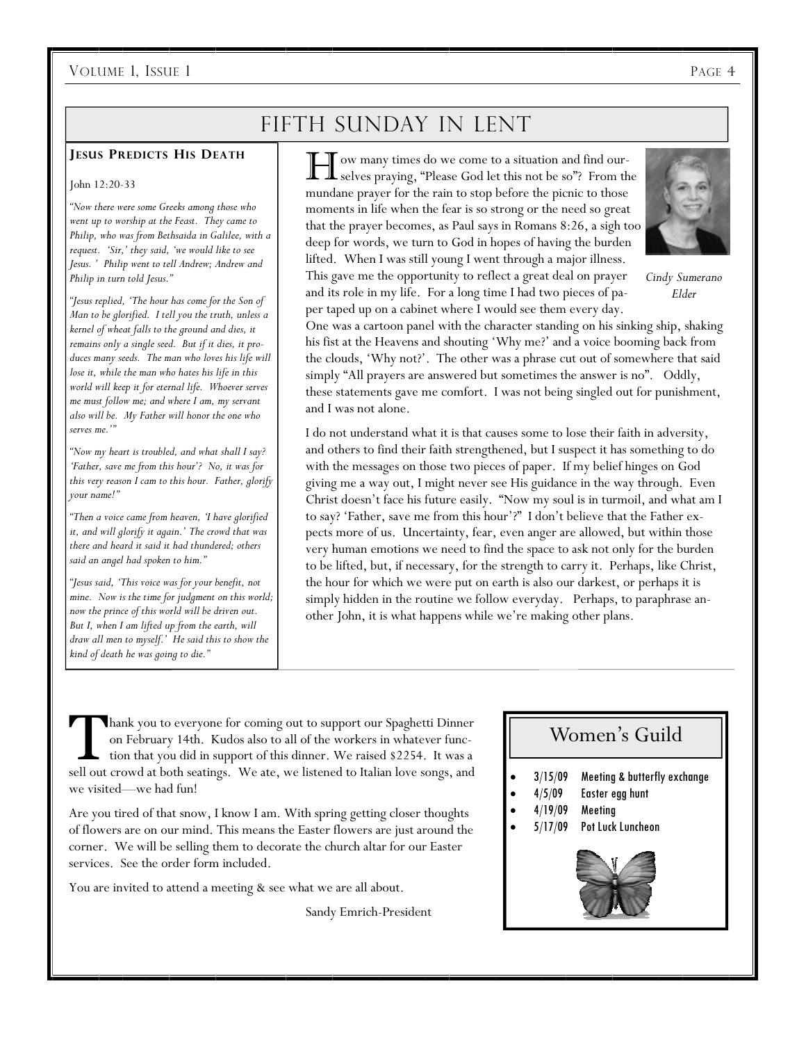## Fifth Sunday in Lent

### Jesus Predicts His Death

John 12:20-33

*"Now there were some Greeks among those who went up to worship at the Feast. They came to Philip, who was from Bethsaida in Galilee, with a request. 'Sir,' they said, 'we would like to see Jesus.' Philip went to tell Andrew; Andrew and Philip in turn told Jesus."*

*"Jesus replied, 'The hour has come for the Son of Man to be glorified. I tell you the truth, unless a kernel of wheat falls to the ground and dies, it remains only a single seed. But if it dies, it produces many seeds. The man who loves his life will lose it, while the man who hates his life in this world will keep it for eternal life. Whoever serves me must follow me; and where I am, my servant also will be. My Father will honor the one who serves me.'"*

*"Now my heart is troubled, and what shall I say? 'Father, save me from this hour'? No, it was for this very reason I cam to this hour. Father, glorify your name!"*

*"Then a voice came from heaven, 'I have glorified it, and will glorify it again.' The crowd that was there and heard it said it had thundered; others said an angel had spoken to him."*

*"Jesus said, 'This voice was for your benefit, not mine. Now is the time for judgment on this world; now the prince of this world will be driven out. But I, when I am lifted up from the earth, will draw all men to myself.' He said this to show the kind of death he was going to die."*

How many times do we come to a situation and find ourselves praying, "Please God let this not be so"? From the mundane prayer for the rain to stop before the picnic to those moments in life when the fear is so strong or the need so great that the prayer becomes, as Paul says in Romans 8:26, a sigh too deep for words, we turn to God in hopes of having the burden lifted. When I was still young I went through a major illness. This gave me the opportunity to reflect a great deal on prayer and its role in my life. For a long time I had two pieces of paper taped up on a cabinet where I would see them every day. One was a cartoon panel with the character standing on his sinking ship, shaking his fist at the Heavens and shouting 'Why me?' and a voice booming back from the clouds, 'Why not?'. The other was a phrase cut out of somewhere that said simply "All prayers are answered but sometimes the answer is no". Oddly, these statements gave me comfort. I was not being singled out for punishment, and I was not alone.

*Cindy Sumerano*
*Elder*

I do not understand what it is that causes some to lose their faith in adversity, and others to find their faith strengthened, but I suspect it has something to do with the messages on those two pieces of paper. If my belief hinges on God giving me a way out, I might never see His guidance in the way through. Even Christ doesn't face his future easily. "Now my soul is in turmoil, and what am I to say? 'Father, save me from this hour'?" I don't believe that the Father expects more of us. Uncertainty, fear, even anger are allowed, but within those very human emotions we need to find the space to ask not only for the burden to be lifted, but, if necessary, for the strength to carry it. Perhaps, like Christ, the hour for which we were put on earth is also our darkest, or perhaps it is simply hidden in the routine we follow everyday. Perhaps, to paraphrase another John, it is what happens while we're making other plans.

Thank you to everyone for coming out to support our Spaghetti Dinner on February 14th. Kudos also to all of the workers in whatever function that you did in support of this dinner. We raised $2254. It was a sell out crowd at both seatings. We ate, we listened to Italian love songs, and we visited—we had fun!

Are you tired of that snow, I know I am. With spring getting closer thoughts of flowers are on our mind. This means the Easter flowers are just around the corner. We will be selling them to decorate the church altar for our Easter services. See the order form included.

You are invited to attend a meeting & see what we are all about.

Sandy Emrich-President

## Women's Guild

- 3/15/09 Meeting & butterfly exchange
- 4/5/09 Easter egg hunt
- 4/19/09 Meeting
- 5/17/09 Pot Luck Luncheon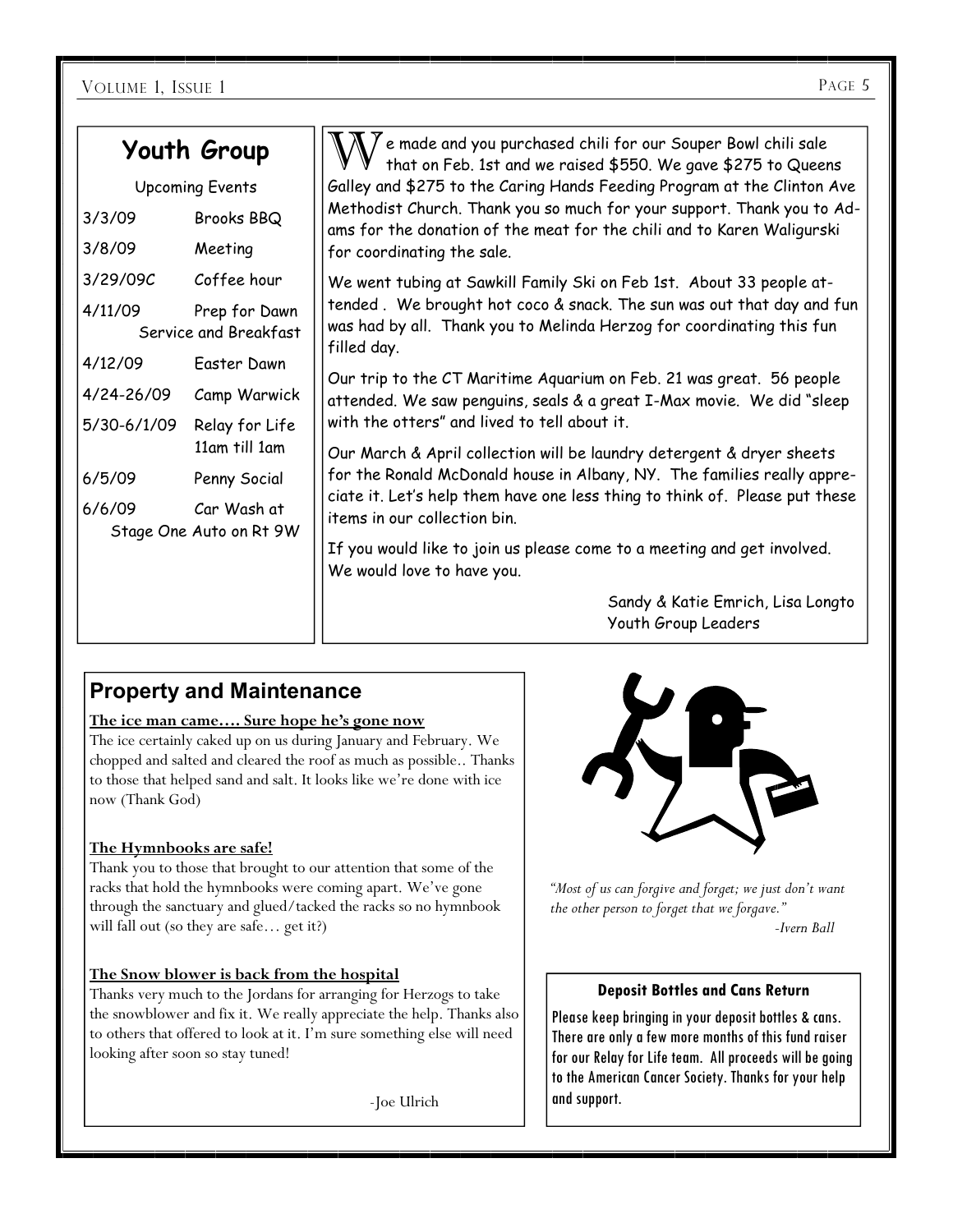## Youth Group

Upcoming Events

| | |
|---|---|
| 3/3/09 | Brooks BBQ |
| 3/8/09 | Meeting |
| 3/29/09C | Coffee hour |
| 4/11/09 | Prep for Dawn Service and Breakfast |
| 4/12/09 | Easter Dawn |
| 4/24-26/09 | Camp Warwick |
| 5/30-6/1/09 | Relay for Life 11am till 1am |
| 6/5/09 | Penny Social |
| 6/6/09 | Car Wash at Stage One Auto on Rt 9W |

We made and you purchased chili for our Souper Bowl chili sale that on Feb. 1st and we raised $550. We gave $275 to Queens Galley and $275 to the Caring Hands Feeding Program at the Clinton Ave Methodist Church. Thank you so much for your support. Thank you to Adams for the donation of the meat for the chili and to Karen Waligurski for coordinating the sale.

We went tubing at Sawkill Family Ski on Feb 1st. About 33 people attended . We brought hot coco & snack. The sun was out that day and fun was had by all. Thank you to Melinda Herzog for coordinating this fun filled day.

Our trip to the CT Maritime Aquarium on Feb. 21 was great. 56 people attended. We saw penguins, seals & a great I-Max movie. We did "sleep with the otters" and lived to tell about it.

Our March & April collection will be laundry detergent & dryer sheets for the Ronald McDonald house in Albany, NY. The families really appreciate it. Let's help them have one less thing to think of. Please put these items in our collection bin.

If you would like to join us please come to a meeting and get involved. We would love to have you.

Sandy & Katie Emrich, Lisa Longto
Youth Group Leaders

## Property and Maintenance

**The ice man came…. Sure hope he's gone now**

The ice certainly caked up on us during January and February. We chopped and salted and cleared the roof as much as possible.. Thanks to those that helped sand and salt. It looks like we're done with ice now (Thank God)

**The Hymnbooks are safe!**

Thank you to those that brought to our attention that some of the racks that hold the hymnbooks were coming apart. We've gone through the sanctuary and glued/tacked the racks so no hymnbook will fall out (so they are safe… get it?)

**The Snow blower is back from the hospital**

Thanks very much to the Jordans for arranging for Herzogs to take the snowblower and fix it. We really appreciate the help. Thanks also to others that offered to look at it. I'm sure something else will need looking after soon so stay tuned!

-Joe Ulrich

*"Most of us can forgive and forget; we just don't want the other person to forget that we forgave."*

*-Ivern Ball*

**Deposit Bottles and Cans Return**

Please keep bringing in your deposit bottles & cans. There are only a few more months of this fund raiser for our Relay for Life team. All proceeds will be going to the American Cancer Society. Thanks for your help and support.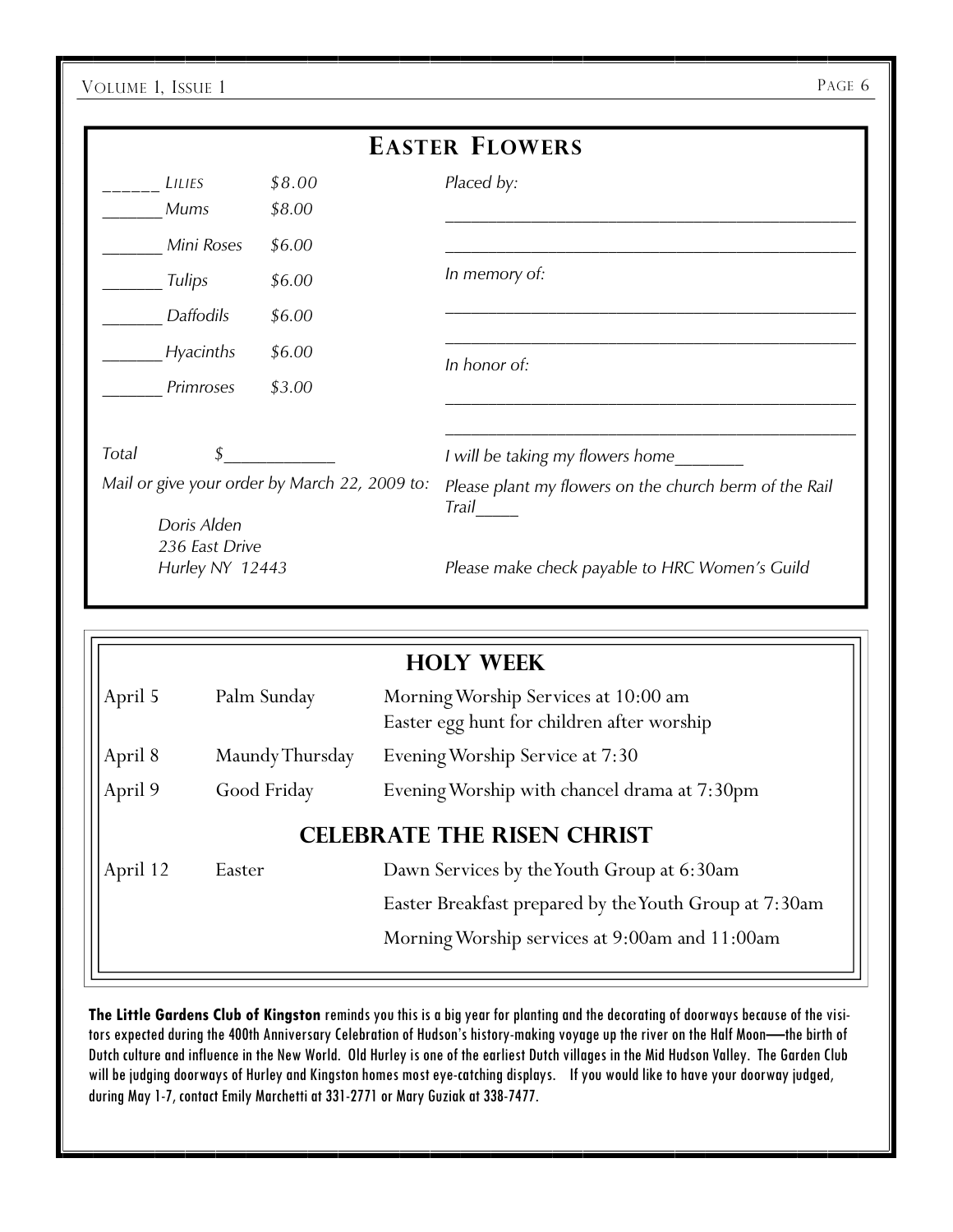## Easter Flowers

| | | |
|---|---|---|
| ______ *Lilies* | *$8.00* | |
| ______ *Mums* | *$8.00* | |
| ______ *Mini Roses* | *$6.00* | |
| ______ *Tulips* | *$6.00* | |
| ______ *Daffodils* | *$6.00* | |
| ______ *Hyacinths* | *$6.00* | |
| ______ *Primroses* | *$3.00* | |

*Total* $____________

*Mail or give your order by March 22, 2009 to:*

*Doris Alden*
*236 East Drive*
*Hurley NY 12443*

*Placed by:*

_____________________________________________

_____________________________________________

*In memory of:*

_____________________________________________

_____________________________________________

*In honor of:*

_____________________________________________

_____________________________________________

*I will be taking my flowers home_______*

*Please plant my flowers on the church berm of the Rail Trail_____*

*Please make check payable to HRC Women's Guild*

## Holy Week

| | | |
|---|---|---|
| April 5 | Palm Sunday | Morning Worship Services at 10:00 am<br>Easter egg hunt for children after worship |
| April 8 | Maundy Thursday | Evening Worship Service at 7:30 |
| April 9 | Good Friday | Evening Worship with chancel drama at 7:30pm |

## Celebrate the Risen Christ

| | | |
|---|---|---|
| April 12 | Easter | Dawn Services by the Youth Group at 6:30am |
| | | Easter Breakfast prepared by the Youth Group at 7:30am |
| | | Morning Worship services at 9:00am and 11:00am |

**The Little Gardens Club of Kingston** reminds you this is a big year for planting and the decorating of doorways because of the visitors expected during the 400th Anniversary Celebration of Hudson's history-making voyage up the river on the Half Moon—the birth of Dutch culture and influence in the New World. Old Hurley is one of the earliest Dutch villages in the Mid Hudson Valley. The Garden Club will be judging doorways of Hurley and Kingston homes most eye-catching displays. If you would like to have your doorway judged, during May 1-7, contact Emily Marchetti at 331-2771 or Mary Guziak at 338-7477.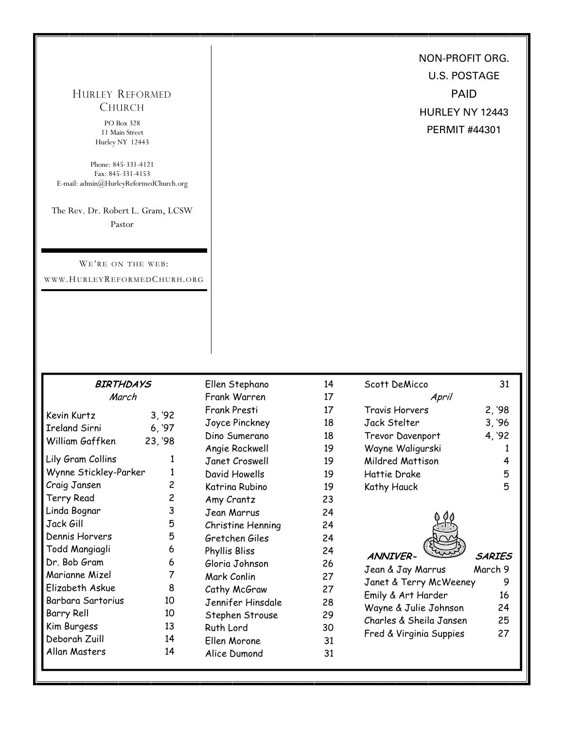# HURLEY REFORMED CHURCH

PO Box 328
11 Main Street
Hurley NY 12443

Phone: 845-331-4121
Fax: 845-331-4153
E-mail: admin@HurleyReformedChurch.org

The Rev. Dr. Robert L. Gram, LCSW
Pastor

WE'RE ON THE WEB:
WWW.HURLEYREFORMEDCHURH.ORG

NON-PROFIT ORG.
U.S. POSTAGE
PAID
HURLEY NY 12443
PERMIT #44301

## *BIRTHDAYS*

*March*

| | |
|---|---|
| Kevin Kurtz | 3, '92 |
| Ireland Sirni | 6, '97 |
| William Gaffken | 23, '98 |
| Lily Gram Collins | 1 |
| Wynne Stickley-Parker | 1 |
| Craig Jansen | 2 |
| Terry Read | 2 |
| Linda Bognar | 3 |
| Jack Gill | 5 |
| Dennis Horvers | 5 |
| Todd Mangiagli | 6 |
| Dr. Bob Gram | 6 |
| Marianne Mizel | 7 |
| Elizabeth Askue | 8 |
| Barbara Sartorius | 10 |
| Barry Rell | 10 |
| Kim Burgess | 13 |
| Deborah Zuill | 14 |
| Allan Masters | 14 |
| Ellen Stephano | 14 |
| Frank Warren | 17 |
| Frank Presti | 17 |
| Joyce Pinckney | 18 |
| Dino Sumerano | 18 |
| Angie Rockwell | 19 |
| Janet Croswell | 19 |
| David Howells | 19 |
| Katrina Rubino | 19 |
| Amy Crantz | 23 |
| Jean Marrus | 24 |
| Christine Henning | 24 |
| Gretchen Giles | 24 |
| Phyllis Bliss | 24 |
| Gloria Johnson | 26 |
| Mark Conlin | 27 |
| Cathy McGraw | 27 |
| Jennifer Hinsdale | 28 |
| Stephen Strouse | 29 |
| Ruth Lord | 30 |
| Ellen Morone | 31 |
| Alice Dumond | 31 |
| Scott DeMicco | 31 |

*April*

| | |
|---|---|
| Travis Horvers | 2, '98 |
| Jack Stelter | 3, '96 |
| Trevor Davenport | 4, '92 |
| Wayne Waligurski | 1 |
| Mildred Mattison | 4 |
| Hattie Drake | 5 |
| Kathy Hauck | 5 |

## *ANNIVERSARIES*

| | |
|---|---|
| Jean & Jay Marrus | March 9 |
| Janet & Terry McWeeney | 9 |
| Emily & Art Harder | 16 |
| Wayne & Julie Johnson | 24 |
| Charles & Sheila Jansen | 25 |
| Fred & Virginia Suppies | 27 |